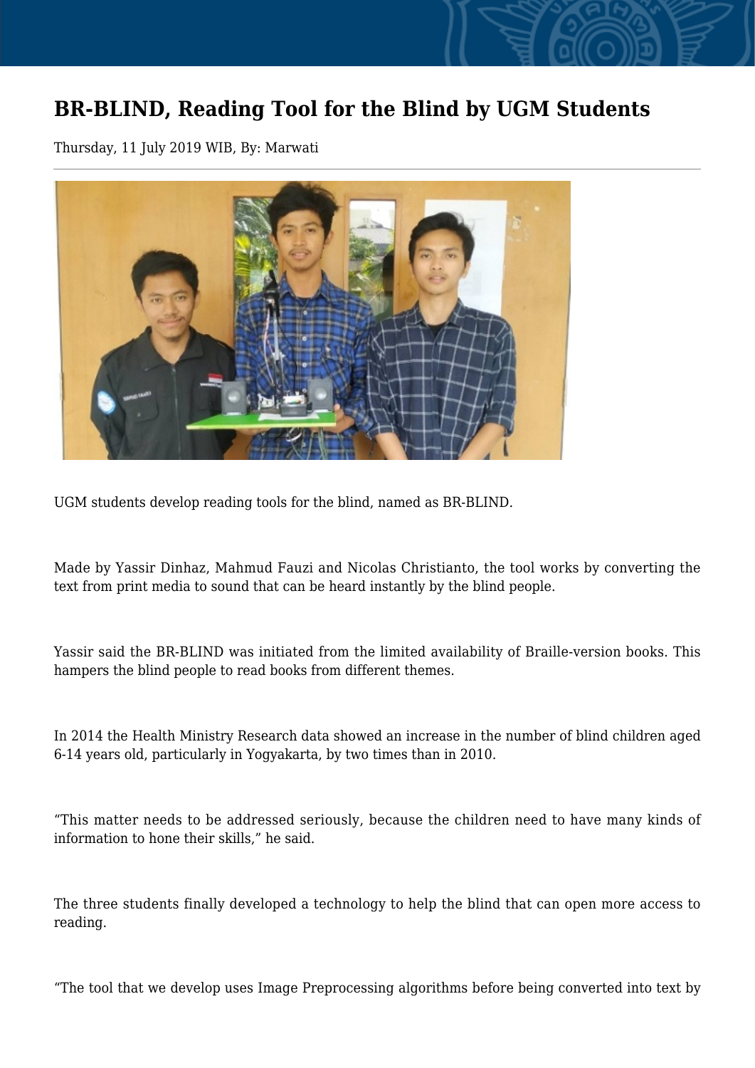# BR-BLIND, Reading Tool for the Blind by UGM Students

Thursday, 11 July 2019 WIB, By: Marwati

UGM students develop reading tools for the blind, named as BR-BLIND.

Made by Yassir Dinhaz, Mahmud Fauzi and Nicolas Christianto, the tool works by converting the text from print media to sound that can be heard instantly by the blind people.

Yassir said the BR-BLIND was initiated from the limited availability of Braille-version books. This hampers the blind people to read books from different themes.

In 2014 the Health Ministry Research data showed an increase in the number of blind children aged 6-14 years old, particularly in Yogyakarta, by two times than in 2010.

“This matter needs to be addressed seriously, because the children need to have many kinds of information to hone their skills,” he said.

The three students finally developed a technology to help the blind that can open more access to reading.

“The tool that we develop uses Image Preprocessing algorithms before being converted into text by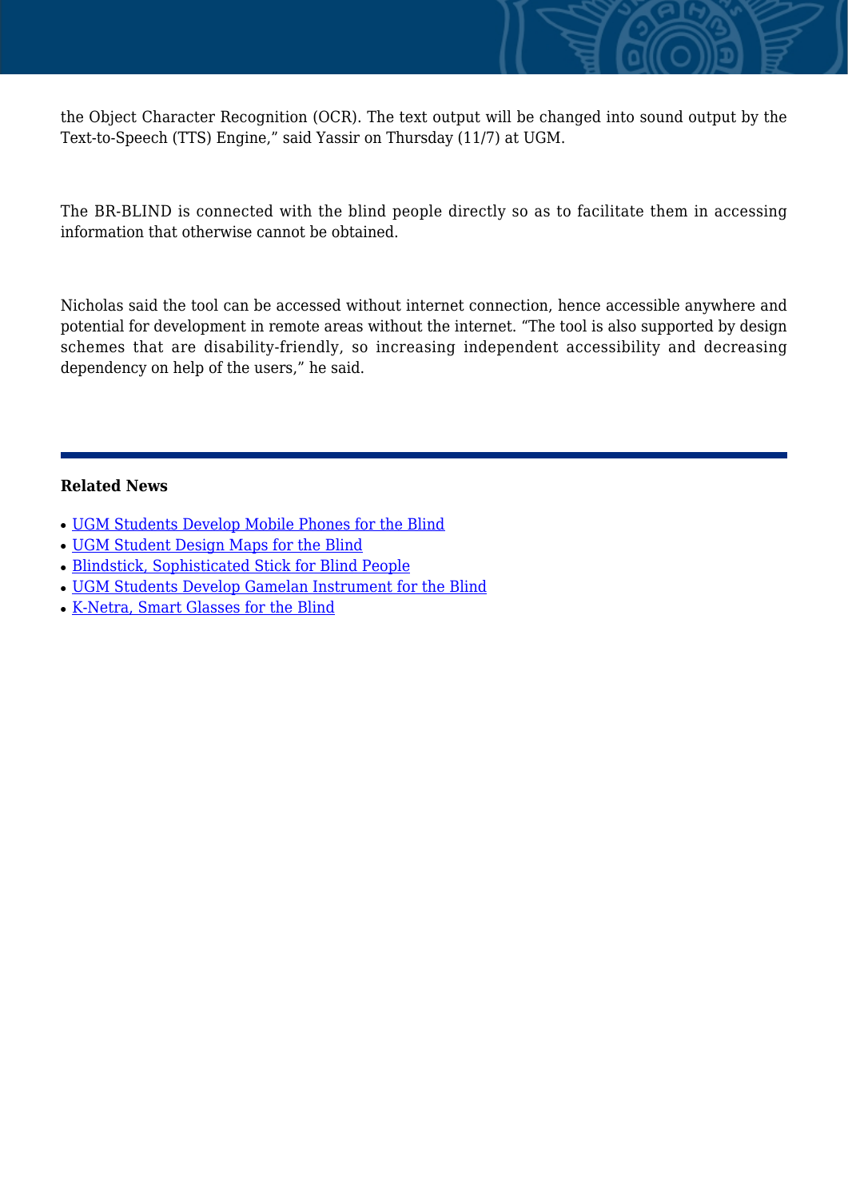the Object Character Recognition (OCR). The text output will be changed into sound output by the Text-to-Speech (TTS) Engine," said Yassir on Thursday (11/7) at UGM.

The BR-BLIND is connected with the blind people directly so as to facilitate them in accessing information that otherwise cannot be obtained.

Nicholas said the tool can be accessed without internet connection, hence accessible anywhere and potential for development in remote areas without the internet. "The tool is also supported by design schemes that are disability-friendly, so increasing independent accessibility and decreasing dependency on help of the users," he said.

---

**Related News**

- UGM Students Develop Mobile Phones for the Blind
- UGM Student Design Maps for the Blind
- Blindstick, Sophisticated Stick for Blind People
- UGM Students Develop Gamelan Instrument for the Blind
- K-Netra, Smart Glasses for the Blind